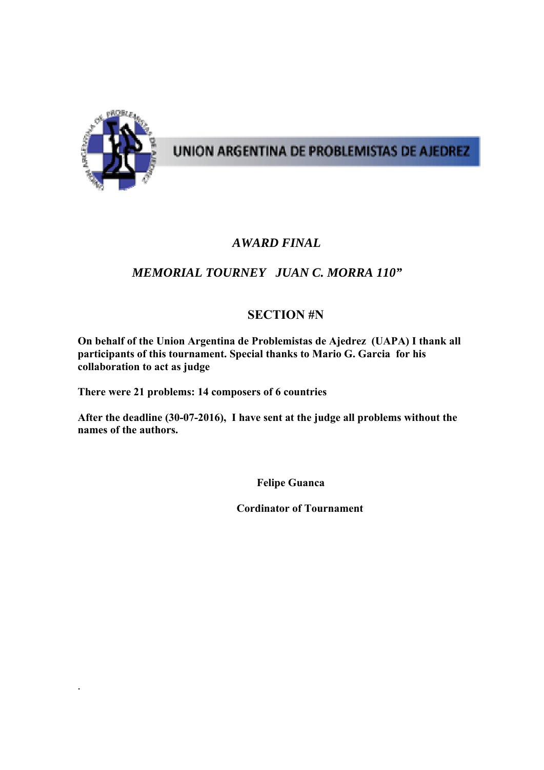UNION ARGENTINA DE PROBLEMISTAS DE AJEDREZ

# *AWARD FINAL*

## *MEMORIAL TOURNEY JUAN C. MORRA 110"*

## SECTION #N

**On behalf of the Union Argentina de Problemistas de Ajedrez (UAPA) I thank all participants of this tournament. Special thanks to Mario G. Garcia for his collaboration to act as judge**

**There were 21 problems: 14 composers of 6 countries**

**After the deadline (30-07-2016), I have sent at the judge all problems without the names of the authors.**

**Felipe Guanca**

**Cordinator of Tournament**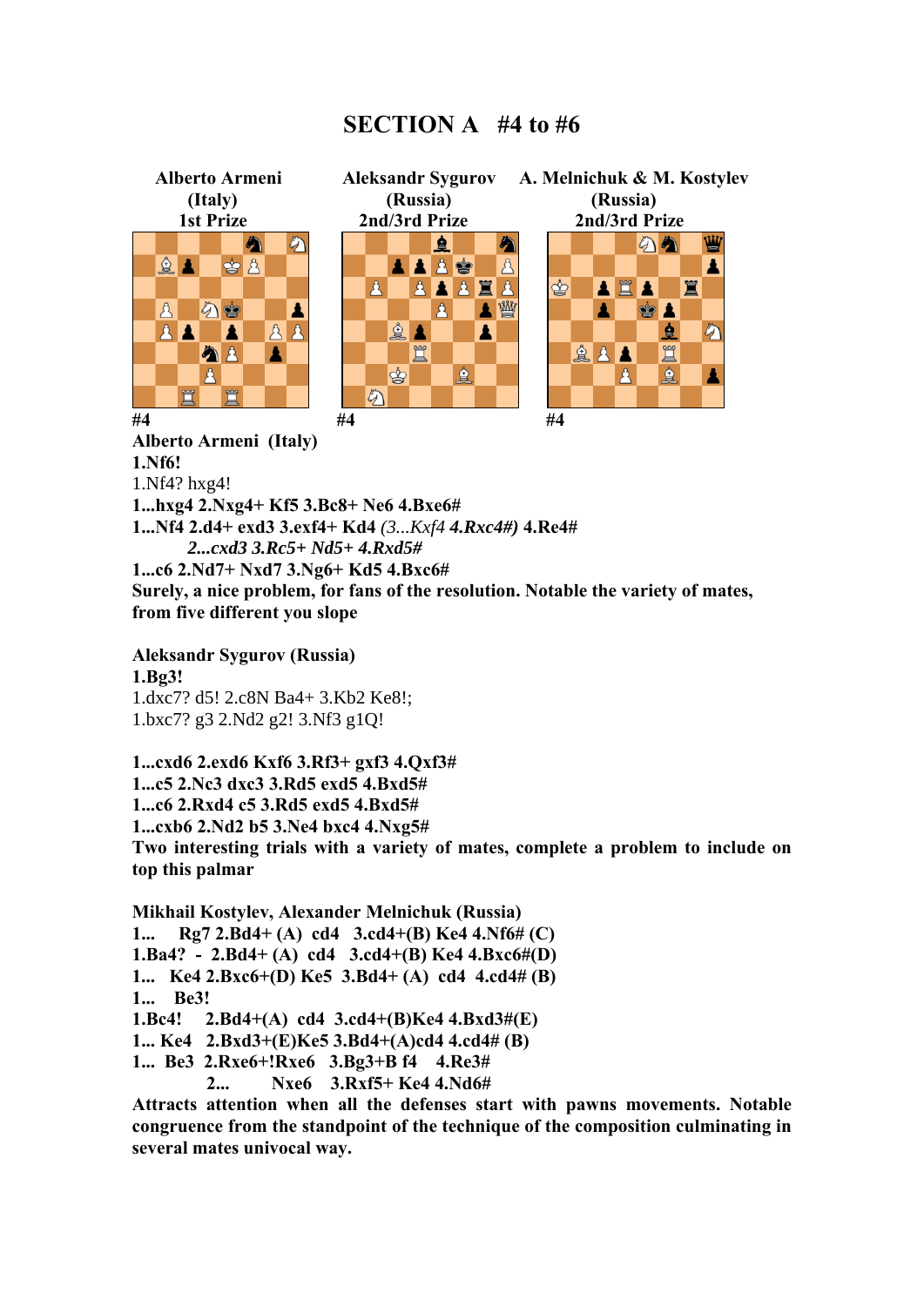# SECTION A #4 to #6

**Alberto Armeni (Italy) 1st Prize**

#4

**Aleksandr Sygurov (Russia) 2nd/3rd Prize**

#4

**A. Melnichuk & M. Kostylev (Russia) 2nd/3rd Prize**

#4

**Alberto Armeni (Italy)**
**1.Nf6!**
1.Nf4? hxg4!
**1...hxg4 2.Nxg4+ Kf5 3.Bc8+ Ne6 4.Bxe6#**
**1...Nf4 2.d4+ exd3 3.exf4+ Kd4** *(3...Kxf4* ***4.Rxc4#)*** **4.Re4#**
*2...cxd3 3.Rc5+ Nd5+ 4.Rxd5#*
**1...c6 2.Nd7+ Nxd7 3.Ng6+ Kd5 4.Bxc6#**
**Surely, a nice problem, for fans of the resolution. Notable the variety of mates, from five different you slope**

**Aleksandr Sygurov (Russia)**
**1.Bg3!**
1.dxc7? d5! 2.c8N Ba4+ 3.Kb2 Ke8!;
1.bxc7? g3 2.Nd2 g2! 3.Nf3 g1Q!

**1...cxd6 2.exd6 Kxf6 3.Rf3+ gxf3 4.Qxf3#**
**1...c5 2.Nc3 dxc3 3.Rd5 exd5 4.Bxd5#**
**1...c6 2.Rxd4 c5 3.Rd5 exd5 4.Bxd5#**
**1...cxb6 2.Nd2 b5 3.Ne4 bxc4 4.Nxg5#**
**Two interesting trials with a variety of mates, complete a problem to include on top this palmar**

**Mikhail Kostylev, Alexander Melnichuk (Russia)**
**1... Rg7 2.Bd4+ (A) cd4 3.cd4+(B) Ke4 4.Nf6# (C)**
**1.Ba4? - 2.Bd4+ (A) cd4 3.cd4+(B) Ke4 4.Bxc6#(D)**
**1... Ke4 2.Bxc6+(D) Ke5 3.Bd4+ (A) cd4 4.cd4# (B)**
**1... Be3!**
**1.Bc4! 2.Bd4+(A) cd4 3.cd4+(B)Ke4 4.Bxd3#(E)**
**1... Ke4 2.Bxd3+(E)Ke5 3.Bd4+(A)cd4 4.cd4# (B)**
**1... Be3 2.Rxe6+!Rxe6 3.Bg3+B f4 4.Re3#**
**2... Nxe6 3.Rxf5+ Ke4 4.Nd6#**
**Attracts attention when all the defenses start with pawns movements. Notable congruence from the standpoint of the technique of the composition culminating in several mates univocal way.**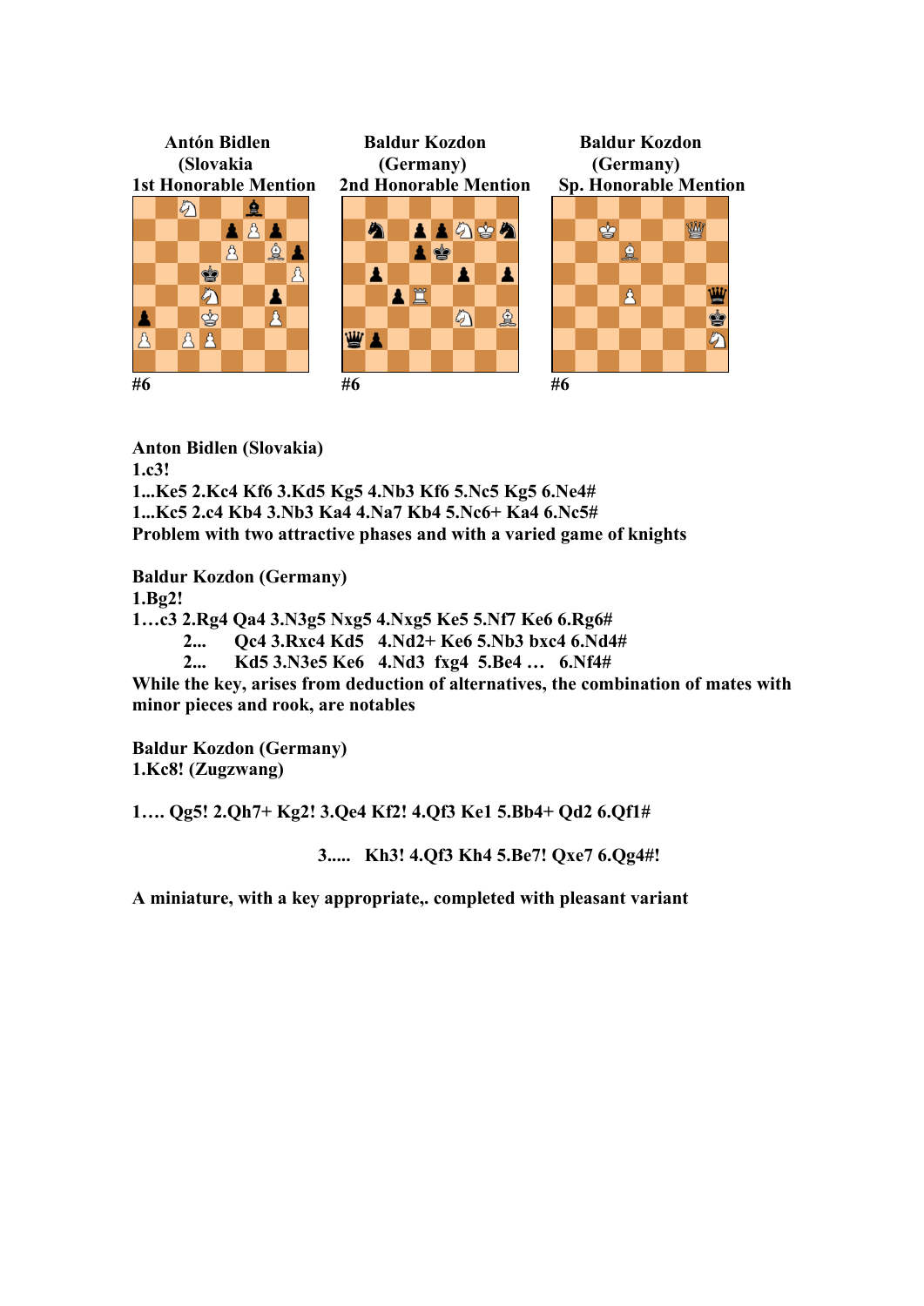| Antón Bidlen (Slovakia 1st Honorable Mention | Baldur Kozdon (Germany) 2nd Honorable Mention | Baldur Kozdon (Germany) Sp. Honorable Mention |
|---|---|---|
| #6 | #6 | #6 |

**Anton Bidlen (Slovakia)**

**1.c3!**

**1...Ke5 2.Kc4 Kf6 3.Kd5 Kg5 4.Nb3 Kf6 5.Nc5 Kg5 6.Ne4#**

**1...Kc5 2.c4 Kb4 3.Nb3 Ka4 4.Na7 Kb4 5.Nc6+ Ka4 6.Nc5#**

**Problem with two attractive phases and with a varied game of knights**

**Baldur Kozdon (Germany)**

**1.Bg2!**

**1…c3 2.Rg4 Qa4 3.N3g5 Nxg5 4.Nxg5 Ke5 5.Nf7 Ke6 6.Rg6#**

**2... Qc4 3.Rxc4 Kd5 4.Nd2+ Ke6 5.Nb3 bxc4 6.Nd4#**

**2... Kd5 3.N3e5 Ke6 4.Nd3 fxg4 5.Be4 … 6.Nf4#**

**While the key, arises from deduction of alternatives, the combination of mates with minor pieces and rook, are notables**

**Baldur Kozdon (Germany)**

**1.Kc8! (Zugzwang)**

**1…. Qg5! 2.Qh7+ Kg2! 3.Qe4 Kf2! 4.Qf3 Ke1 5.Bb4+ Qd2 6.Qf1#**

**3..... Kh3! 4.Qf3 Kh4 5.Be7! Qxe7 6.Qg4#!**

**A miniature, with a key appropriate,. completed with pleasant variant**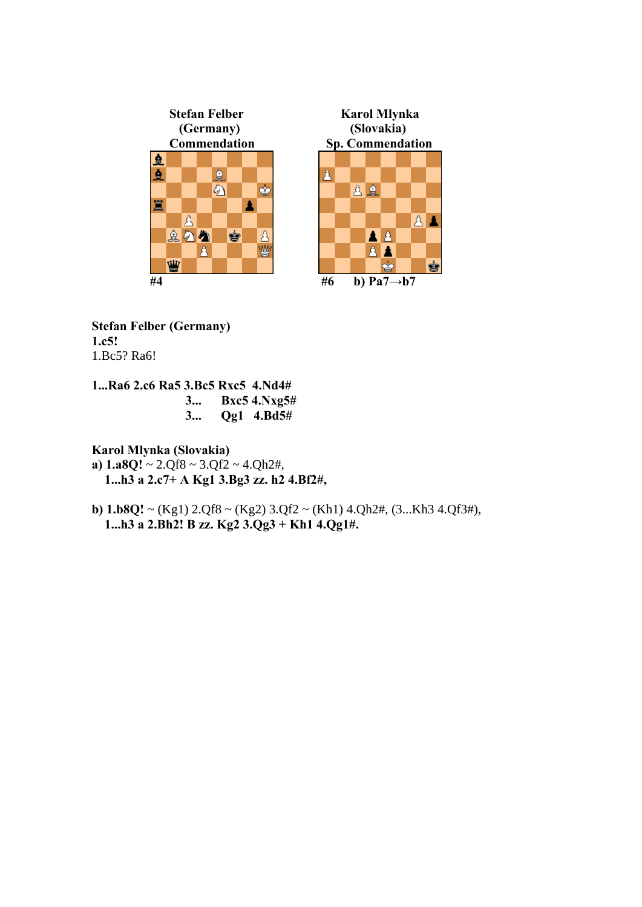**Stefan Felber**
**(Germany)**
**Commendation**

#4

**Karol Mlynka**
**(Slovakia)**
**Sp. Commendation**

#6 b) Pa7→b7

**Stefan Felber (Germany)**
**1.c5!**
1.Bc5? Ra6!

**1...Ra6 2.c6 Ra5 3.Bc5 Rxc5 4.Nd4#**
**3... Bxc5 4.Nxg5#**
**3... Qg1 4.Bd5#**

**Karol Mlynka (Slovakia)**
**a) 1.a8Q!** ~ 2.Qf8 ~ 3.Qf2 ~ 4.Qh2#,
**1...h3 a 2.c7+ A Kg1 3.Bg3 zz. h2 4.Bf2#,**

**b) 1.b8Q!** ~ (Kg1) 2.Qf8 ~ (Kg2) 3.Qf2 ~ (Kh1) 4.Qh2#, (3...Kh3 4.Qf3#),
**1...h3 a 2.Bh2! B zz. Kg2 3.Qg3 + Kh1 4.Qg1#.**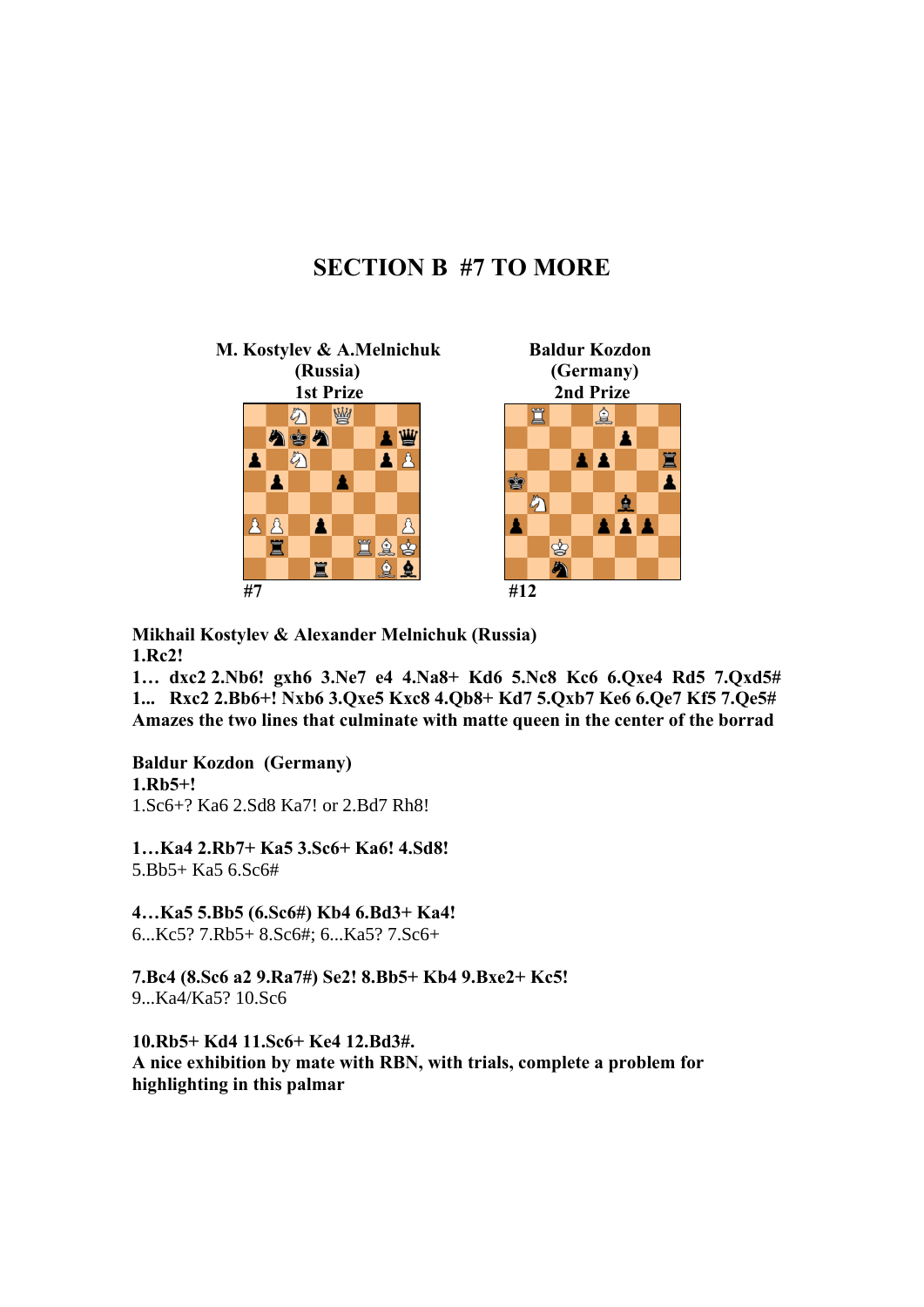# SECTION B #7 TO MORE

| M. Kostylev & A.Melnichuk (Russia) 1st Prize | Baldur Kozdon (Germany) 2nd Prize |
|---|---|
| #7 | #12 |

**Mikhail Kostylev & Alexander Melnichuk (Russia)**
**1.Rc2!**
**1… dxc2 2.Nb6! gxh6 3.Ne7 e4 4.Na8+ Kd6 5.Nc8 Kc6 6.Qxe4 Rd5 7.Qxd5#**
**1... Rxc2 2.Bb6+! Nxb6 3.Qxe5 Kxc8 4.Qb8+ Kd7 5.Qxb7 Ke6 6.Qe7 Kf5 7.Qe5#**
**Amazes the two lines that culminate with matte queen in the center of the borrad**

**Baldur Kozdon (Germany)**
**1.Rb5+!**
1.Sc6+? Ka6 2.Sd8 Ka7! or 2.Bd7 Rh8!

**1…Ka4 2.Rb7+ Ka5 3.Sc6+ Ka6! 4.Sd8!**
5.Bb5+ Ka5 6.Sc6#

**4…Ka5 5.Bb5 (6.Sc6#) Kb4 6.Bd3+ Ka4!**
6...Kc5? 7.Rb5+ 8.Sc6#; 6...Ka5? 7.Sc6+

**7.Bc4 (8.Sc6 a2 9.Ra7#) Se2! 8.Bb5+ Kb4 9.Bxe2+ Kc5!**
9...Ka4/Ka5? 10.Sc6

**10.Rb5+ Kd4 11.Sc6+ Ke4 12.Bd3#.**
**A nice exhibition by mate with RBN, with trials, complete a problem for highlighting in this palmar**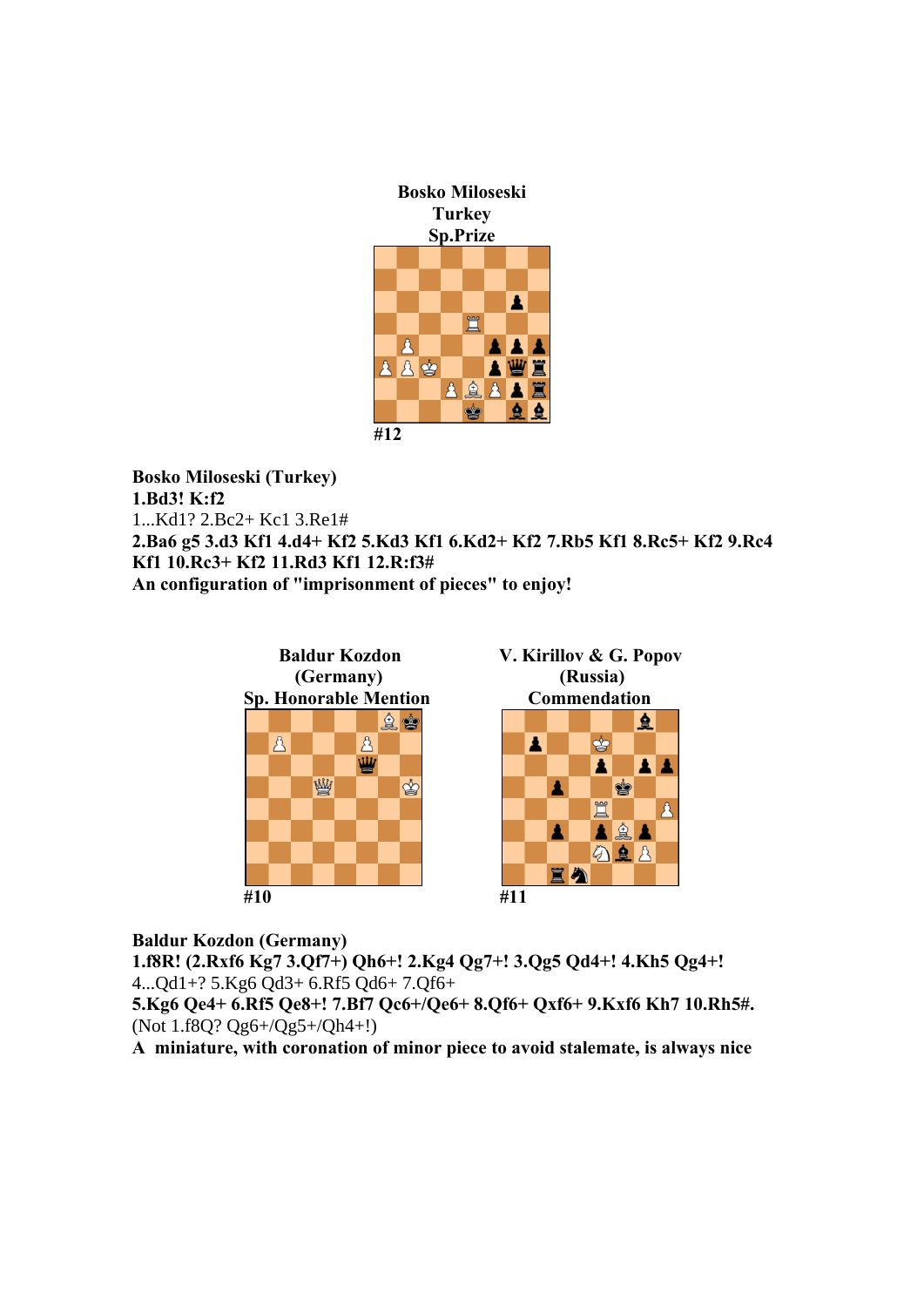**Bosko Miloseski**
**Turkey**
**Sp.Prize**

**#12**

**Bosko Miloseski (Turkey)**
**1.Bd3! K:f2**
1...Kd1? 2.Bc2+ Kc1 3.Re1#
**2.Ba6 g5 3.d3 Kf1 4.d4+ Kf2 5.Kd3 Kf1 6.Kd2+ Kf2 7.Rb5 Kf1 8.Rc5+ Kf2 9.Rc4 Kf1 10.Rc3+ Kf2 11.Rd3 Kf1 12.R:f3#**
**An configuration of "imprisonment of pieces" to enjoy!**

**Baldur Kozdon**
**(Germany)**
**Sp. Honorable Mention**

**#10**

**V. Kirillov & G. Popov**
**(Russia)**
**Commendation**

**#11**

**Baldur Kozdon (Germany)**
**1.f8R! (2.Rxf6 Kg7 3.Qf7+) Qh6+! 2.Kg4 Qg7+! 3.Qg5 Qd4+! 4.Kh5 Qg4+!**
4...Qd1+? 5.Kg6 Qd3+ 6.Rf5 Qd6+ 7.Qf6+
**5.Kg6 Qe4+ 6.Rf5 Qe8+! 7.Bf7 Qc6+/Qe6+ 8.Qf6+ Qxf6+ 9.Kxf6 Kh7 10.Rh5#.**
(Not 1.f8Q? Qg6+/Qg5+/Qh4+!)
**A miniature, with coronation of minor piece to avoid stalemate, is always nice**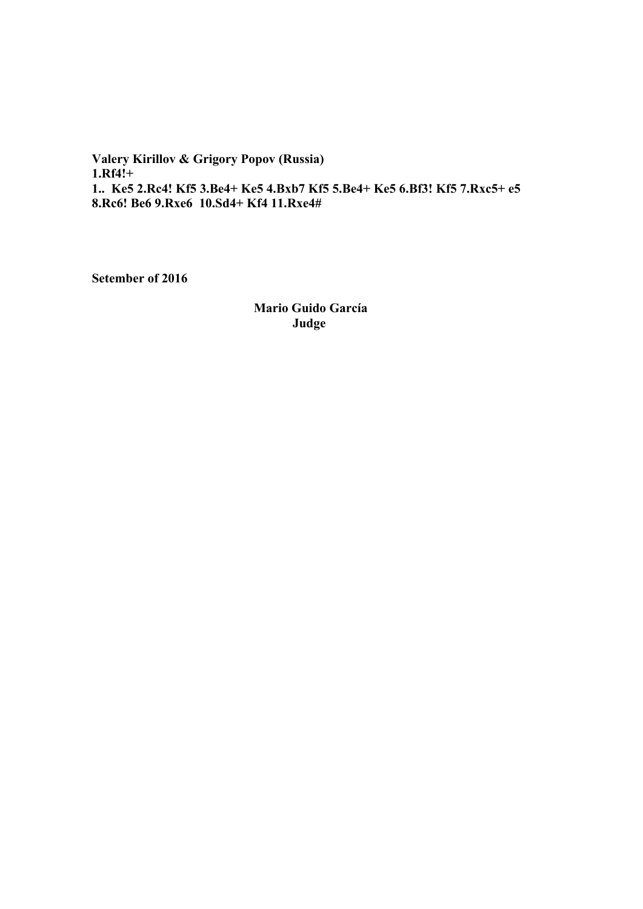**Valery Kirillov & Grigory Popov (Russia)**
**1.Rf4!+**
**1.. Ke5 2.Rc4! Kf5 3.Be4+ Ke5 4.Bxb7 Kf5 5.Be4+ Ke5 6.Bf3! Kf5 7.Rxc5+ e5 8.Rc6! Be6 9.Rxe6 10.Sd4+ Kf4 11.Rxe4#**

**Setember of 2016**

**Mario Guido García**
**Judge**